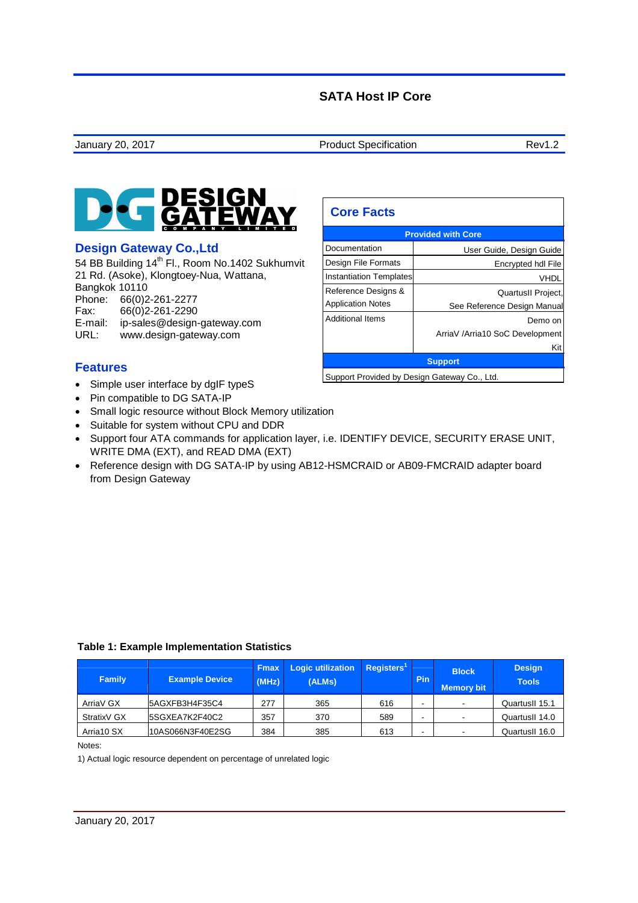# SATA Host IP Core

January 20, 2017 | Product Specification | Rev1.2

**DESIGN GATEWAY** COMPANY LIMITED

## Design Gateway Co.,Ltd

54 BB Building 14th Fl., Room No.1402 Sukhumvit 21 Rd. (Asoke), Klongtoey-Nua, Wattana, Bangkok 10110

Phone: 66(0)2-261-2277
Fax: 66(0)2-261-2290
E-mail: ip-sales@design-gateway.com
URL: www.design-gateway.com

## Core Facts

| Provided with Core | |
|---|---|
| Documentation | User Guide, Design Guide |
| Design File Formats | Encrypted hdl File |
| Instantiation Templates | VHDL |
| Reference Designs & Application Notes | QuartusII Project, See Reference Design Manual |
| Additional Items | Demo on ArriaV /Arria10 SoC Development Kit |
| **Support** | |
| Support Provided by Design Gateway Co., Ltd. | |

## Features

- Simple user interface by dgIF typeS
- Pin compatible to DG SATA-IP
- Small logic resource without Block Memory utilization
- Suitable for system without CPU and DDR
- Support four ATA commands for application layer, i.e. IDENTIFY DEVICE, SECURITY ERASE UNIT, WRITE DMA (EXT), and READ DMA (EXT)
- Reference design with DG SATA-IP by using AB12-HSMCRAID or AB09-FMCRAID adapter board from Design Gateway

**Table 1: Example Implementation Statistics**

| Family | Example Device | Fmax (MHz) | Logic utilization (ALMs) | Registers[1] | Pin | Block Memory bit | Design Tools |
|---|---|---|---|---|---|---|---|
| ArriaV GX | 5AGXFB3H4F35C4 | 277 | 365 | 616 | - | - | QuartusII 15.1 |
| StratixV GX | 5SGXEA7K2F40C2 | 357 | 370 | 589 | - | - | QuartusII 14.0 |
| Arria10 SX | 10AS066N3F40E2SG | 384 | 385 | 613 | - | - | QuartusII 16.0 |

Notes:

1) Actual logic resource dependent on percentage of unrelated logic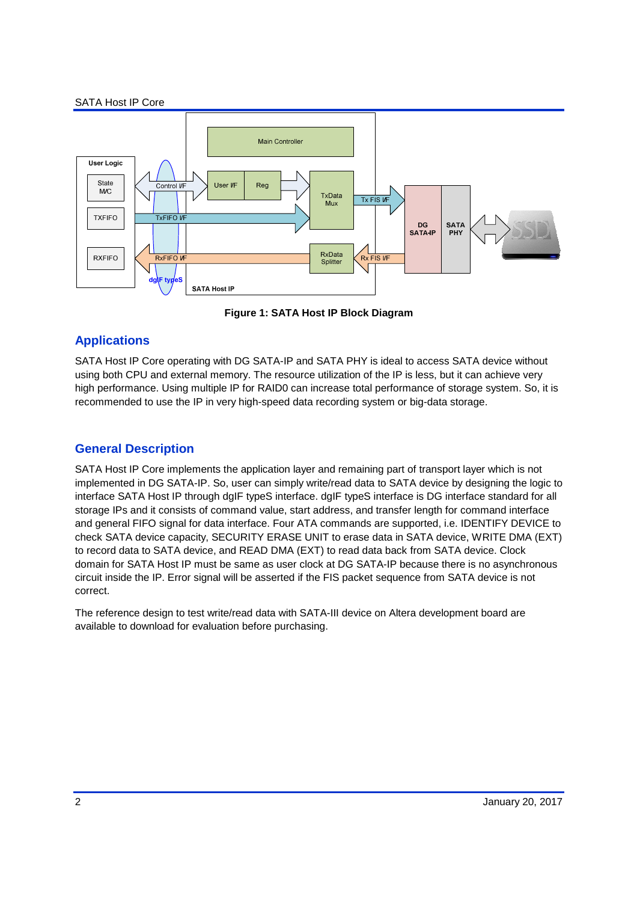**Figure 1: SATA Host IP Block Diagram**

## Applications

SATA Host IP Core operating with DG SATA-IP and SATA PHY is ideal to access SATA device without using both CPU and external memory. The resource utilization of the IP is less, but it can achieve very high performance. Using multiple IP for RAID0 can increase total performance of storage system. So, it is recommended to use the IP in very high-speed data recording system or big-data storage.

## General Description

SATA Host IP Core implements the application layer and remaining part of transport layer which is not implemented in DG SATA-IP. So, user can simply write/read data to SATA device by designing the logic to interface SATA Host IP through dgIF typeS interface. dgIF typeS interface is DG interface standard for all storage IPs and it consists of command value, start address, and transfer length for command interface and general FIFO signal for data interface. Four ATA commands are supported, i.e. IDENTIFY DEVICE to check SATA device capacity, SECURITY ERASE UNIT to erase data in SATA device, WRITE DMA (EXT) to record data to SATA device, and READ DMA (EXT) to read data back from SATA device. Clock domain for SATA Host IP must be same as user clock at DG SATA-IP because there is no asynchronous circuit inside the IP. Error signal will be asserted if the FIS packet sequence from SATA device is not correct.

The reference design to test write/read data with SATA-III device on Altera development board are available to download for evaluation before purchasing.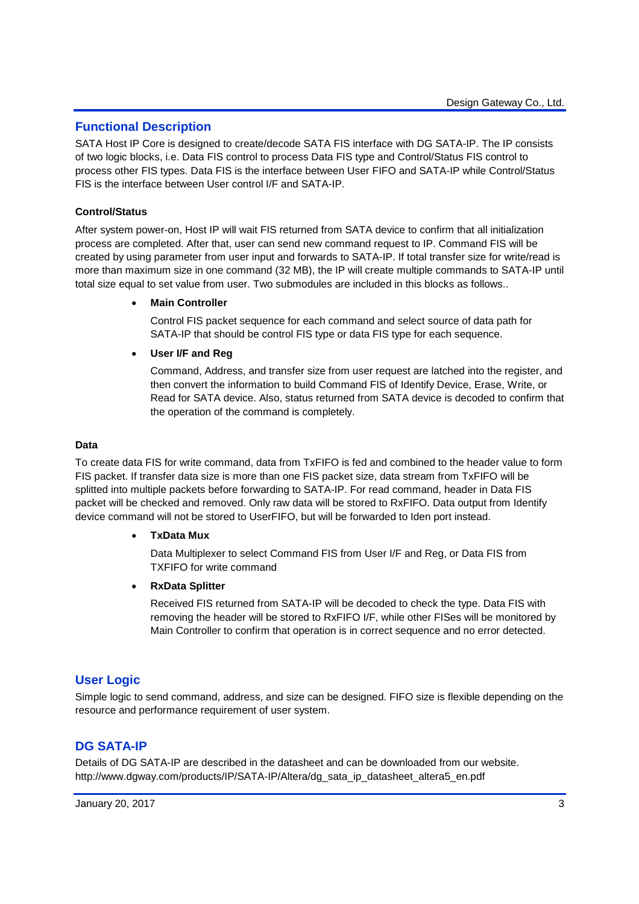## Functional Description

SATA Host IP Core is designed to create/decode SATA FIS interface with DG SATA-IP. The IP consists of two logic blocks, i.e. Data FIS control to process Data FIS type and Control/Status FIS control to process other FIS types. Data FIS is the interface between User FIFO and SATA-IP while Control/Status FIS is the interface between User control I/F and SATA-IP.

### Control/Status

After system power-on, Host IP will wait FIS returned from SATA device to confirm that all initialization process are completed. After that, user can send new command request to IP. Command FIS will be created by using parameter from user input and forwards to SATA-IP. If total transfer size for write/read is more than maximum size in one command (32 MB), the IP will create multiple commands to SATA-IP until total size equal to set value from user. Two submodules are included in this blocks as follows..

- **Main Controller**

  Control FIS packet sequence for each command and select source of data path for SATA-IP that should be control FIS type or data FIS type for each sequence.

- **User I/F and Reg**

  Command, Address, and transfer size from user request are latched into the register, and then convert the information to build Command FIS of Identify Device, Erase, Write, or Read for SATA device. Also, status returned from SATA device is decoded to confirm that the operation of the command is completely.

### Data

To create data FIS for write command, data from TxFIFO is fed and combined to the header value to form FIS packet. If transfer data size is more than one FIS packet size, data stream from TxFIFO will be splitted into multiple packets before forwarding to SATA-IP. For read command, header in Data FIS packet will be checked and removed. Only raw data will be stored to RxFIFO. Data output from Identify device command will not be stored to UserFIFO, but will be forwarded to Iden port instead.

- **TxData Mux**

  Data Multiplexer to select Command FIS from User I/F and Reg, or Data FIS from TXFIFO for write command

- **RxData Splitter**

  Received FIS returned from SATA-IP will be decoded to check the type. Data FIS with removing the header will be stored to RxFIFO I/F, while other FISes will be monitored by Main Controller to confirm that operation is in correct sequence and no error detected.

## User Logic

Simple logic to send command, address, and size can be designed. FIFO size is flexible depending on the resource and performance requirement of user system.

## DG SATA-IP

Details of DG SATA-IP are described in the datasheet and can be downloaded from our website.
http://www.dgway.com/products/IP/SATA-IP/Altera/dg_sata_ip_datasheet_altera5_en.pdf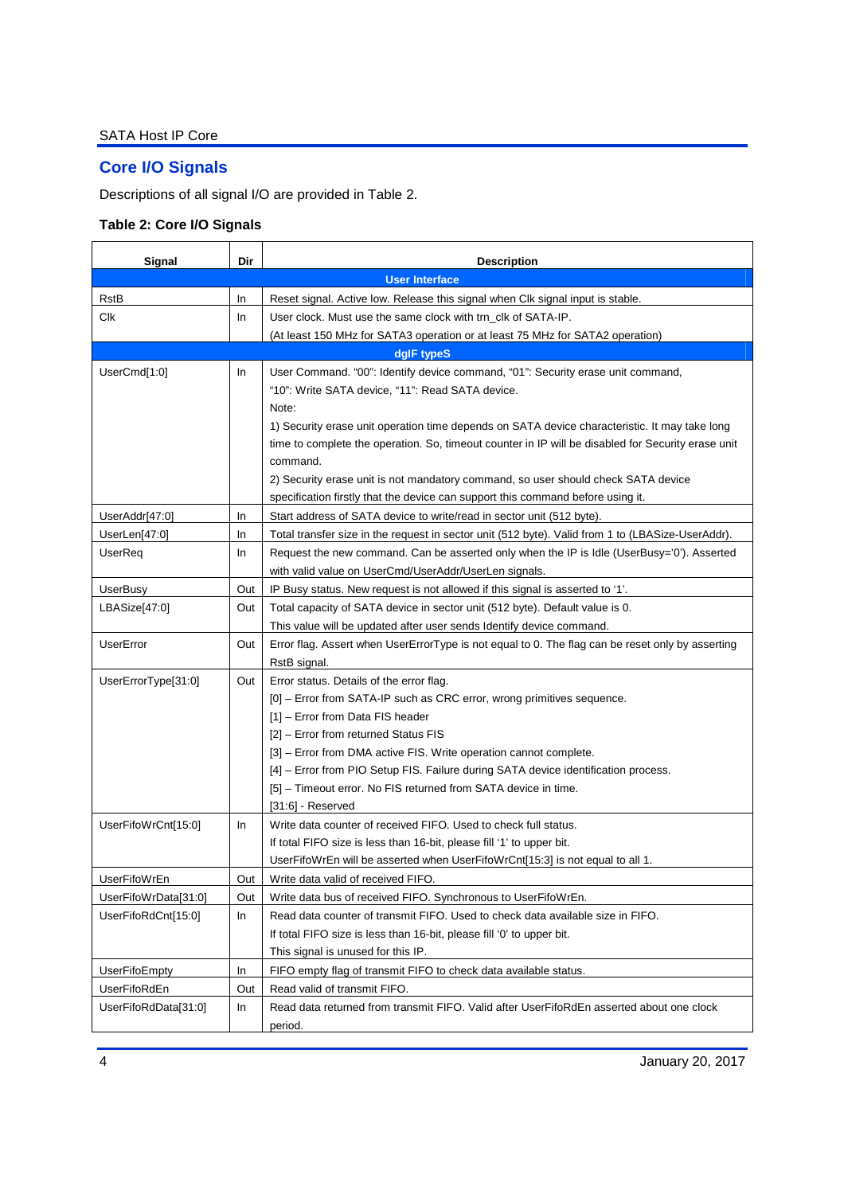## Core I/O Signals

Descriptions of all signal I/O are provided in Table 2.

**Table 2: Core I/O Signals**

| Signal | Dir | Description |
|---|---|---|
| **User Interface** | | |
| RstB | In | Reset signal. Active low. Release this signal when Clk signal input is stable. |
| Clk | In | User clock. Must use the same clock with trn_clk of SATA-IP. (At least 150 MHz for SATA3 operation or at least 75 MHz for SATA2 operation) |
| **dgIF typeS** | | |
| UserCmd[1:0] | In | User Command. "00": Identify device command, "01": Security erase unit command, "10": Write SATA device, "11": Read SATA device. Note: 1) Security erase unit operation time depends on SATA device characteristic. It may take long time to complete the operation. So, timeout counter in IP will be disabled for Security erase unit command. 2) Security erase unit is not mandatory command, so user should check SATA device specification firstly that the device can support this command before using it. |
| UserAddr[47:0] | In | Start address of SATA device to write/read in sector unit (512 byte). |
| UserLen[47:0] | In | Total transfer size in the request in sector unit (512 byte). Valid from 1 to (LBASize-UserAddr). |
| UserReq | In | Request the new command. Can be asserted only when the IP is Idle (UserBusy='0'). Asserted with valid value on UserCmd/UserAddr/UserLen signals. |
| UserBusy | Out | IP Busy status. New request is not allowed if this signal is asserted to '1'. |
| LBASize[47:0] | Out | Total capacity of SATA device in sector unit (512 byte). Default value is 0. This value will be updated after user sends Identify device command. |
| UserError | Out | Error flag. Assert when UserErrorType is not equal to 0. The flag can be reset only by asserting RstB signal. |
| UserErrorType[31:0] | Out | Error status. Details of the error flag. [0] – Error from SATA-IP such as CRC error, wrong primitives sequence. [1] – Error from Data FIS header [2] – Error from returned Status FIS [3] – Error from DMA active FIS. Write operation cannot complete. [4] – Error from PIO Setup FIS. Failure during SATA device identification process. [5] – Timeout error. No FIS returned from SATA device in time. [31:6] - Reserved |
| UserFifoWrCnt[15:0] | In | Write data counter of received FIFO. Used to check full status. If total FIFO size is less than 16-bit, please fill '1' to upper bit. UserFifoWrEn will be asserted when UserFifoWrCnt[15:3] is not equal to all 1. |
| UserFifoWrEn | Out | Write data valid of received FIFO. |
| UserFifoWrData[31:0] | Out | Write data bus of received FIFO. Synchronous to UserFifoWrEn. |
| UserFifoRdCnt[15:0] | In | Read data counter of transmit FIFO. Used to check data available size in FIFO. If total FIFO size is less than 16-bit, please fill '0' to upper bit. This signal is unused for this IP. |
| UserFifoEmpty | In | FIFO empty flag of transmit FIFO to check data available status. |
| UserFifoRdEn | Out | Read valid of transmit FIFO. |
| UserFifoRdData[31:0] | In | Read data returned from transmit FIFO. Valid after UserFifoRdEn asserted about one clock period. |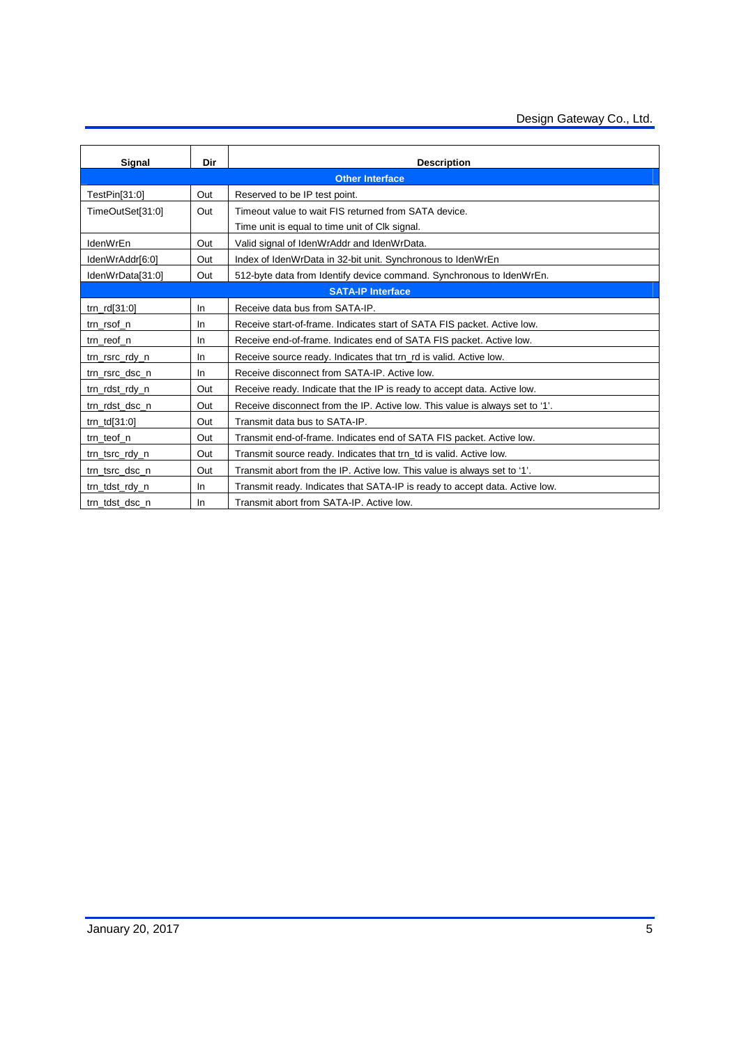| Signal | Dir | Description |
|---|---|---|
| **Other Interface** | | |
| TestPin[31:0] | Out | Reserved to be IP test point. |
| TimeOutSet[31:0] | Out | Timeout value to wait FIS returned from SATA device. Time unit is equal to time unit of Clk signal. |
| IdenWrEn | Out | Valid signal of IdenWrAddr and IdenWrData. |
| IdenWrAddr[6:0] | Out | Index of IdenWrData in 32-bit unit. Synchronous to IdenWrEn |
| IdenWrData[31:0] | Out | 512-byte data from Identify device command. Synchronous to IdenWrEn. |
| **SATA-IP Interface** | | |
| trn_rd[31:0] | In | Receive data bus from SATA-IP. |
| trn_rsof_n | In | Receive start-of-frame. Indicates start of SATA FIS packet. Active low. |
| trn_reof_n | In | Receive end-of-frame. Indicates end of SATA FIS packet. Active low. |
| trn_rsrc_rdy_n | In | Receive source ready. Indicates that trn_rd is valid. Active low. |
| trn_rsrc_dsc_n | In | Receive disconnect from SATA-IP. Active low. |
| trn_rdst_rdy_n | Out | Receive ready. Indicate that the IP is ready to accept data. Active low. |
| trn_rdst_dsc_n | Out | Receive disconnect from the IP. Active low. This value is always set to '1'. |
| trn_td[31:0] | Out | Transmit data bus to SATA-IP. |
| trn_teof_n | Out | Transmit end-of-frame. Indicates end of SATA FIS packet. Active low. |
| trn_tsrc_rdy_n | Out | Transmit source ready. Indicates that trn_td is valid. Active low. |
| trn_tsrc_dsc_n | Out | Transmit abort from the IP. Active low. This value is always set to '1'. |
| trn_tdst_rdy_n | In | Transmit ready. Indicates that SATA-IP is ready to accept data. Active low. |
| trn_tdst_dsc_n | In | Transmit abort from SATA-IP. Active low. |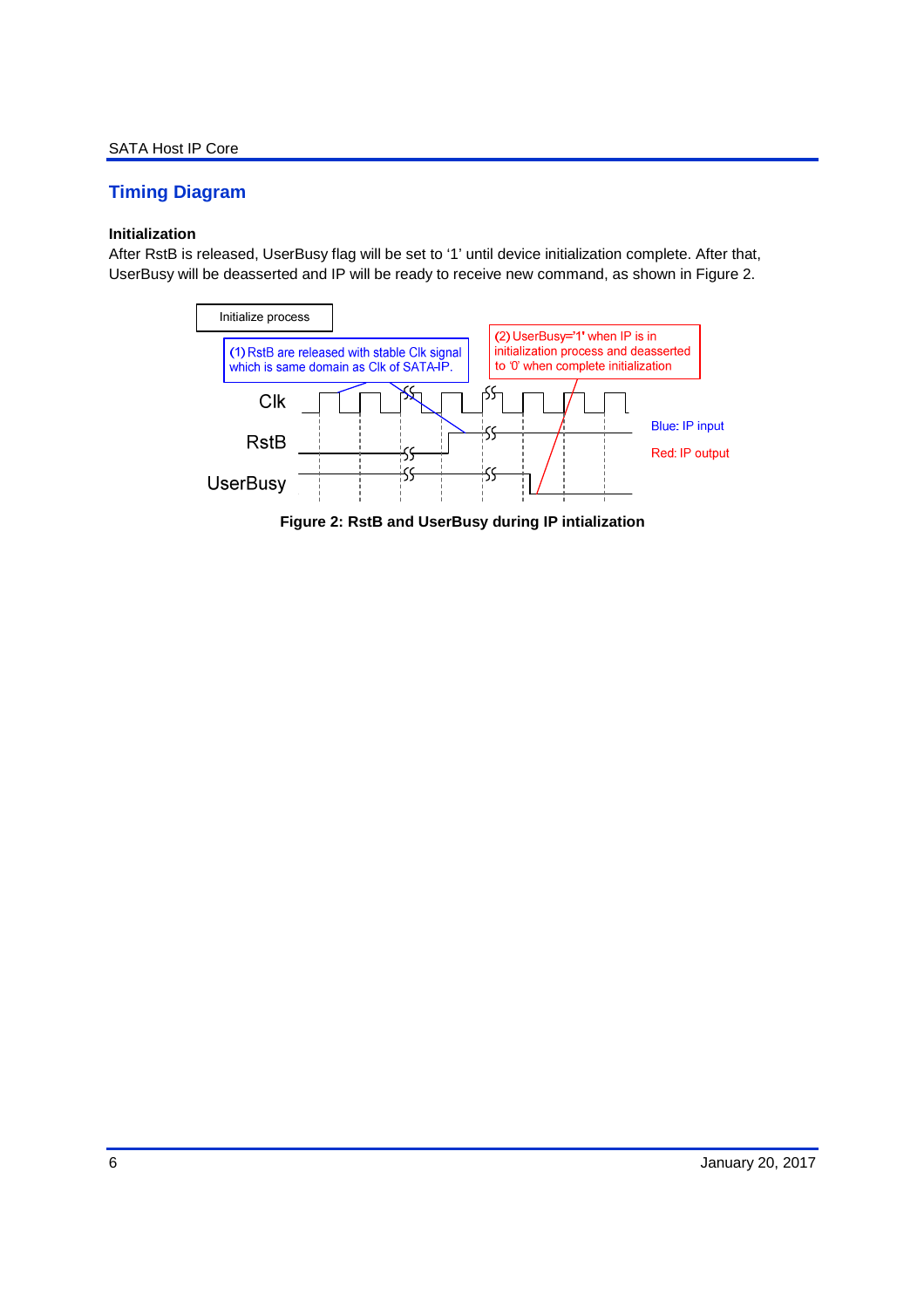## Timing Diagram

### Initialization

After RstB is released, UserBusy flag will be set to '1' until device initialization complete. After that, UserBusy will be deasserted and IP will be ready to receive new command, as shown in Figure 2.

Initialize process

(1) RstB are released with stable Clk signal which is same domain as Clk of SATA-IP.

(2) UserBusy='1' when IP is in initialization process and deasserted to '0' when complete initialization

Clk

RstB

UserBusy

Blue: IP input

Red: IP output

**Figure 2: RstB and UserBusy during IP intialization**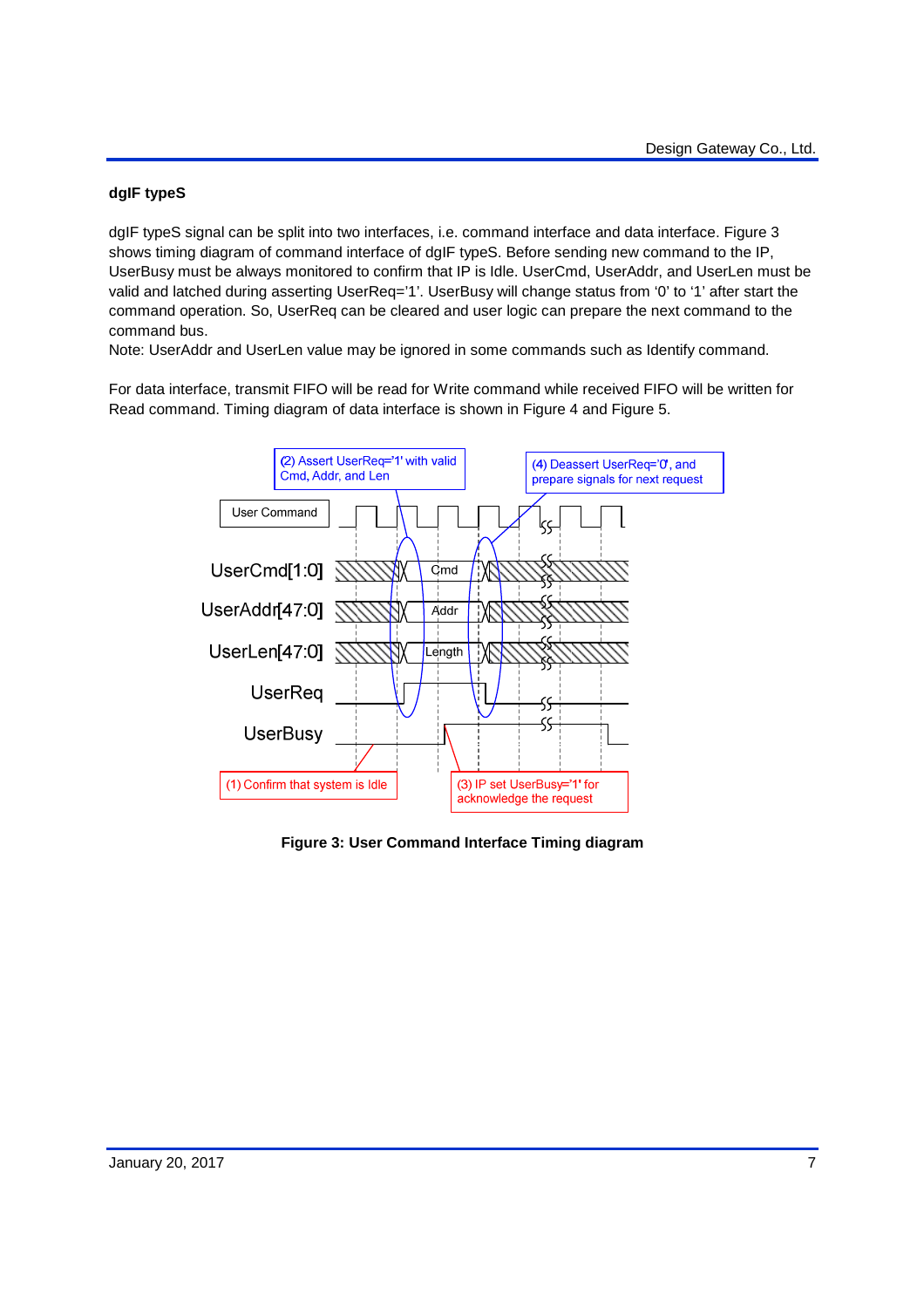### dgIF typeS

dgIF typeS signal can be split into two interfaces, i.e. command interface and data interface. Figure 3 shows timing diagram of command interface of dgIF typeS. Before sending new command to the IP, UserBusy must be always monitored to confirm that IP is Idle. UserCmd, UserAddr, and UserLen must be valid and latched during asserting UserReq='1'. UserBusy will change status from '0' to '1' after start the command operation. So, UserReq can be cleared and user logic can prepare the next command to the command bus.

Note: UserAddr and UserLen value may be ignored in some commands such as Identify command.

For data interface, transmit FIFO will be read for Write command while received FIFO will be written for Read command. Timing diagram of data interface is shown in Figure 4 and Figure 5.

**Figure 3: User Command Interface Timing diagram**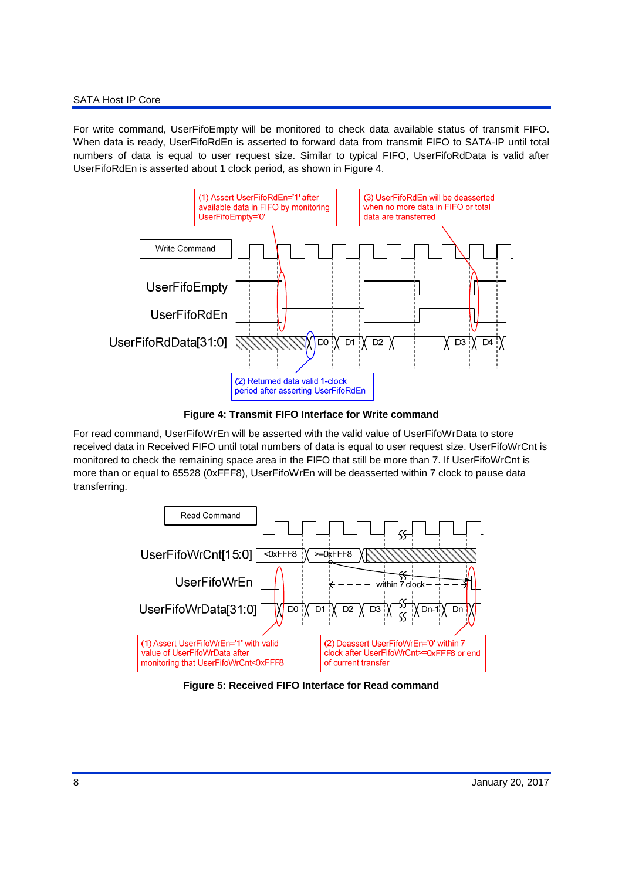For write command, UserFifoEmpty will be monitored to check data available status of transmit FIFO. When data is ready, UserFifoRdEn is asserted to forward data from transmit FIFO to SATA-IP until total numbers of data is equal to user request size. Similar to typical FIFO, UserFifoRdData is valid after UserFifoRdEn is asserted about 1 clock period, as shown in Figure 4.

**Figure 4: Transmit FIFO Interface for Write command**

For read command, UserFifoWrEn will be asserted with the valid value of UserFifoWrData to store received data in Received FIFO until total numbers of data is equal to user request size. UserFifoWrCnt is monitored to check the remaining space area in the FIFO that still be more than 7. If UserFifoWrCnt is more than or equal to 65528 (0xFFF8), UserFifoWrEn will be deasserted within 7 clock to pause data transferring.

**Figure 5: Received FIFO Interface for Read command**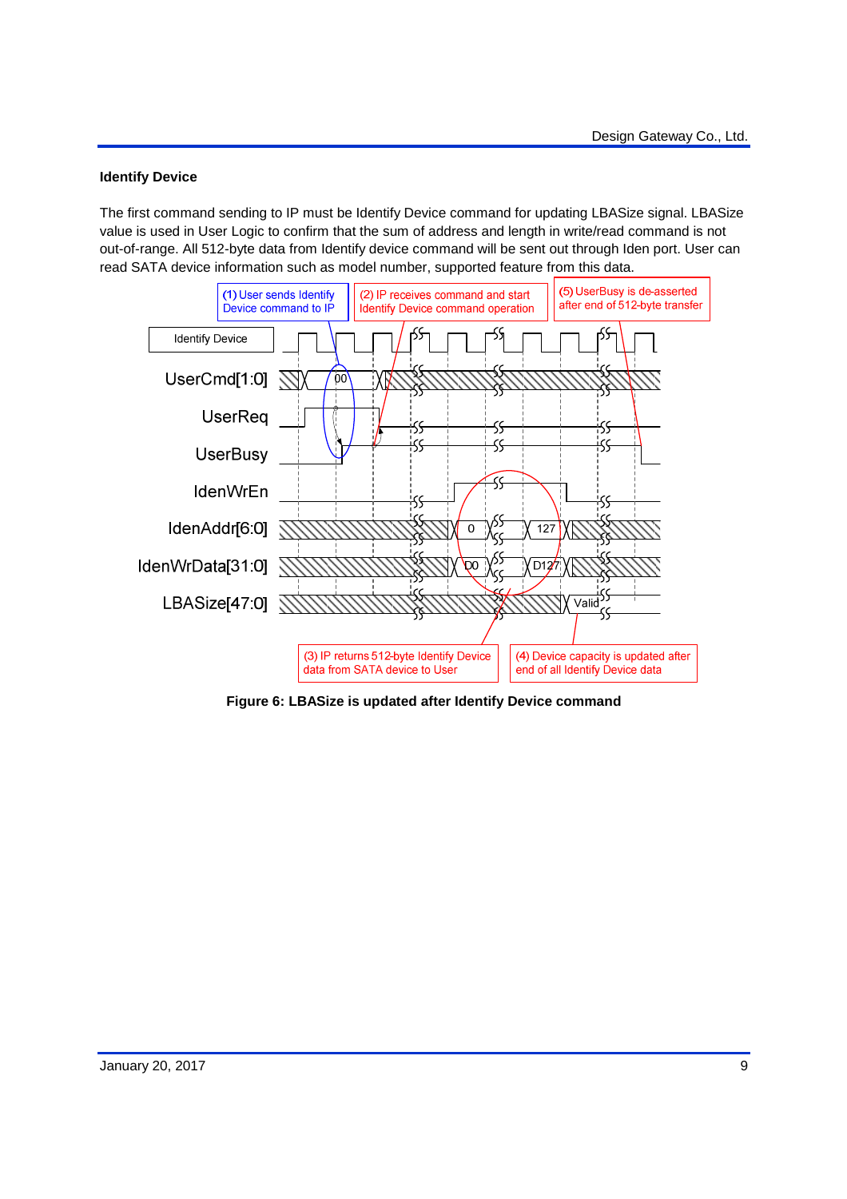### Identify Device

The first command sending to IP must be Identify Device command for updating LBASize signal. LBASize value is used in User Logic to confirm that the sum of address and length in write/read command is not out-of-range. All 512-byte data from Identify device command will be sent out through Iden port. User can read SATA device information such as model number, supported feature from this data.

**Figure 6: LBASize is updated after Identify Device command**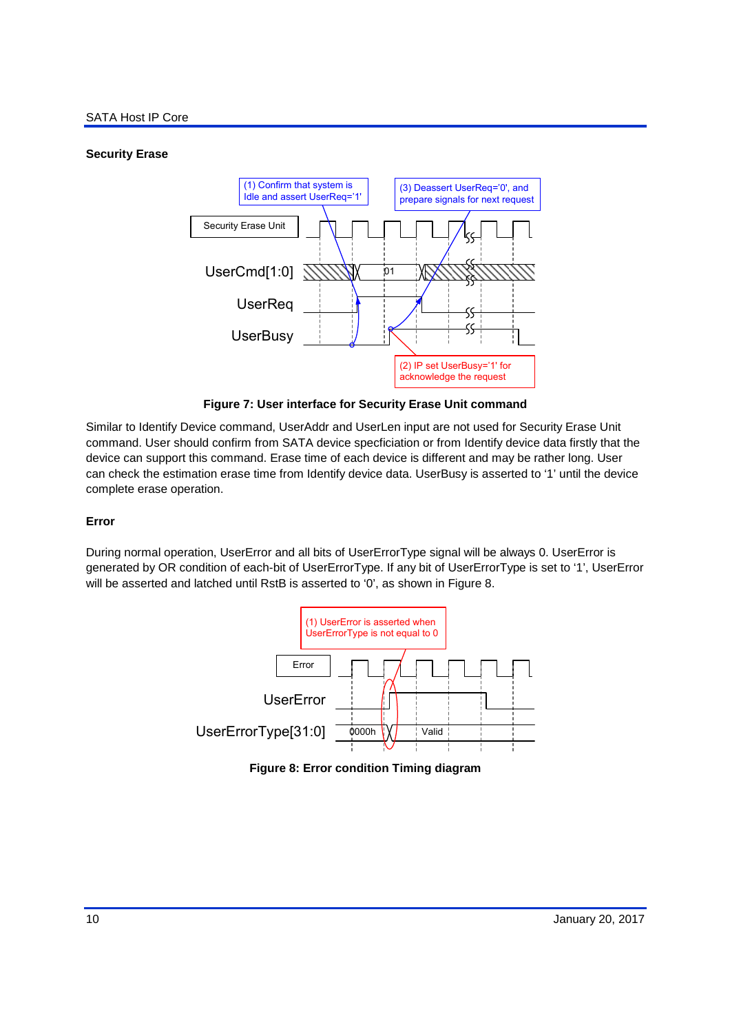### Security Erase

**Figure 7: User interface for Security Erase Unit command**

Similar to Identify Device command, UserAddr and UserLen input are not used for Security Erase Unit command. User should confirm from SATA device specficiation or from Identify device data firstly that the device can support this command. Erase time of each device is different and may be rather long. User can check the estimation erase time from Identify device data. UserBusy is asserted to '1' until the device complete erase operation.

### Error

During normal operation, UserError and all bits of UserErrorType signal will be always 0. UserError is generated by OR condition of each-bit of UserErrorType. If any bit of UserErrorType is set to '1', UserError will be asserted and latched until RstB is asserted to '0', as shown in Figure 8.

**Figure 8: Error condition Timing diagram**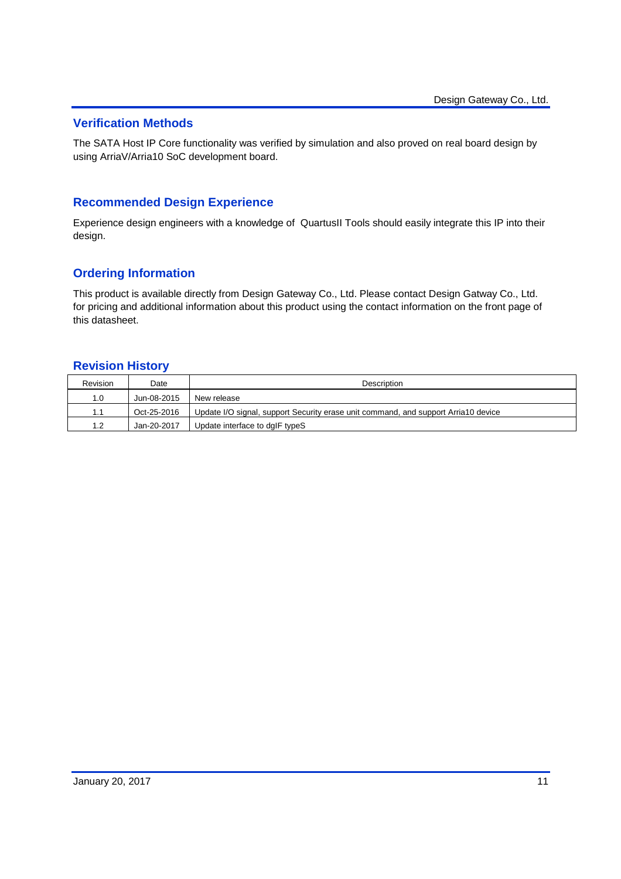## Verification Methods

The SATA Host IP Core functionality was verified by simulation and also proved on real board design by using ArriaV/Arria10 SoC development board.

## Recommended Design Experience

Experience design engineers with a knowledge of QuartusII Tools should easily integrate this IP into their design.

## Ordering Information

This product is available directly from Design Gateway Co., Ltd. Please contact Design Gatway Co., Ltd. for pricing and additional information about this product using the contact information on the front page of this datasheet.

## Revision History

| Revision | Date | Description |
|---|---|---|
| 1.0 | Jun-08-2015 | New release |
| 1.1 | Oct-25-2016 | Update I/O signal, support Security erase unit command, and support Arria10 device |
| 1.2 | Jan-20-2017 | Update interface to dgIF typeS |